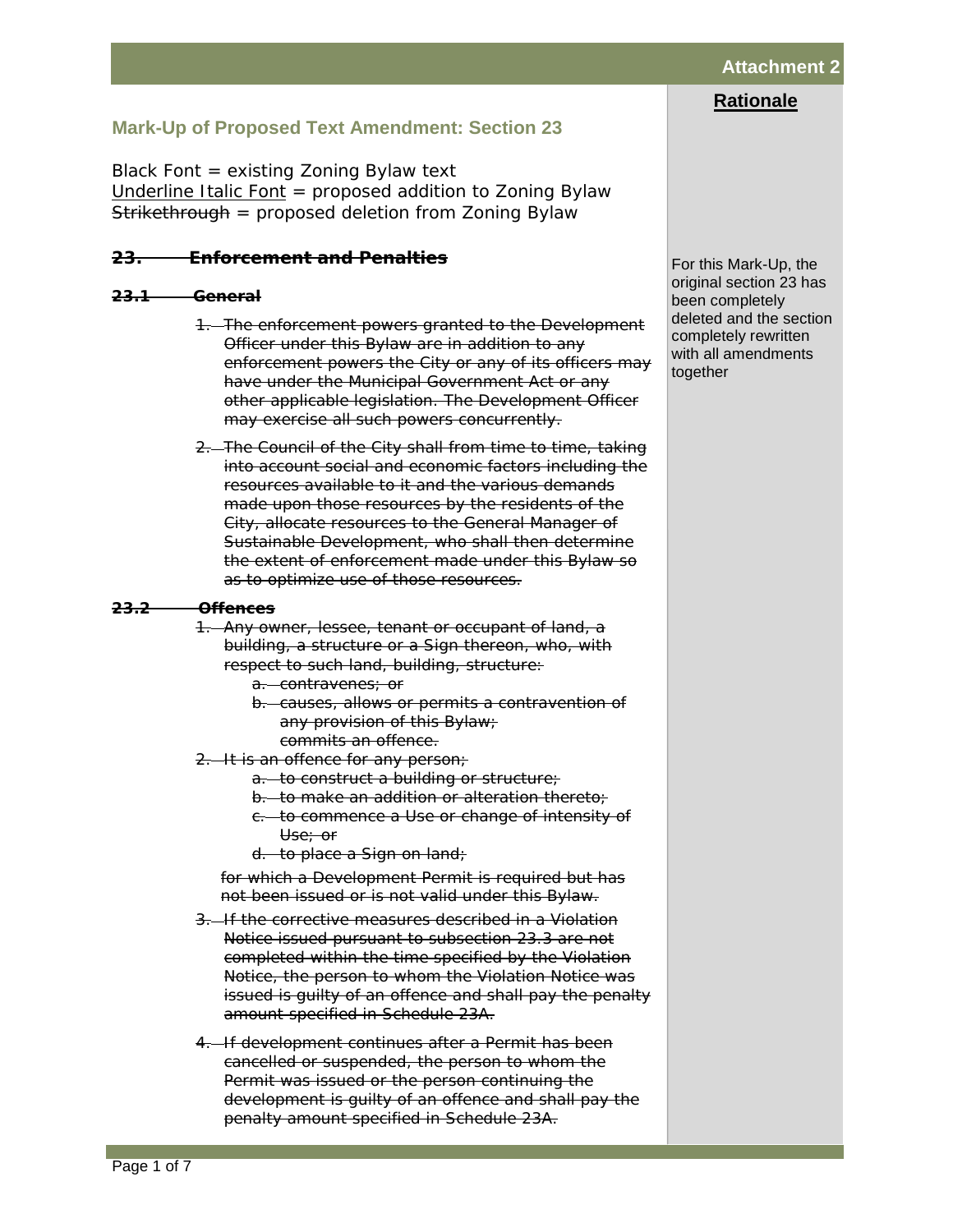**Attachment 2**

## Mark-Up of Proposed Text Amendment: Section 23

Black Font = existing Zoning Bylaw text
<u>Underline Italic Font</u> = proposed addition to Zoning Bylaw
~~Strikethrough~~ = proposed deletion from Zoning Bylaw

**Rationale**

For this Mark-Up, the original section 23 has been completely deleted and the section completely rewritten with all amendments together

### ~~23. Enforcement and Penalties~~

#### ~~23.1 General~~

1. ~~The enforcement powers granted to the Development Officer under this Bylaw are in addition to any enforcement powers the City or any of its officers may have under the Municipal Government Act or any other applicable legislation. The Development Officer may exercise all such powers concurrently.~~
2. ~~The Council of the City shall from time to time, taking into account social and economic factors including the resources available to it and the various demands made upon those resources by the residents of the City, allocate resources to the General Manager of Sustainable Development, who shall then determine the extent of enforcement made under this Bylaw so as to optimize use of those resources.~~

#### ~~23.2 Offences~~

1. ~~Any owner, lessee, tenant or occupant of land, a building, a structure or a Sign thereon, who, with respect to such land, building, structure:~~
   a. ~~contravenes; or~~
   b. ~~causes, allows or permits a contravention of any provision of this Bylaw;~~
   ~~commits an offence.~~
2. ~~It is an offence for any person;~~
   a. ~~to construct a building or structure;~~
   b. ~~to make an addition or alteration thereto;~~
   c. ~~to commence a Use or change of intensity of Use; or~~
   d. ~~to place a Sign on land;~~

   ~~for which a Development Permit is required but has not been issued or is not valid under this Bylaw.~~
3. ~~If the corrective measures described in a Violation Notice issued pursuant to subsection 23.3 are not completed within the time specified by the Violation Notice, the person to whom the Violation Notice was issued is guilty of an offence and shall pay the penalty amount specified in Schedule 23A.~~
4. ~~If development continues after a Permit has been cancelled or suspended, the person to whom the Permit was issued or the person continuing the development is guilty of an offence and shall pay the penalty amount specified in Schedule 23A.~~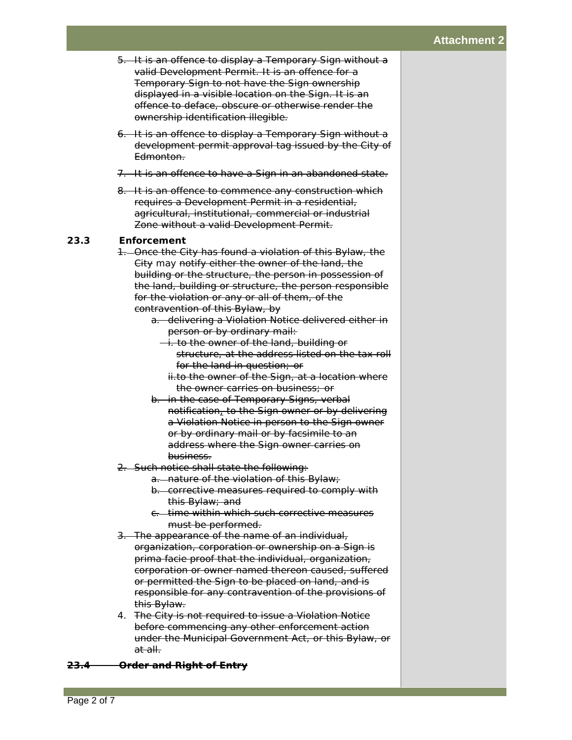5. ~~It is an offence to display a Temporary Sign without a valid Development Permit. It is an offence for a Temporary Sign to not have the Sign ownership displayed in a visible location on the Sign. It is an offence to deface, obscure or otherwise render the ownership identification illegible.~~

6. ~~It is an offence to display a Temporary Sign without a development permit approval tag issued by the City of Edmonton.~~

7. ~~It is an offence to have a Sign in an abandoned state.~~

8. ~~It is an offence to commence any construction which requires a Development Permit in a residential, agricultural, institutional, commercial or industrial Zone without a valid Development Permit.~~

**23.3 Enforcement**

1. ~~Once the City has found a violation of this Bylaw, the City~~ may ~~notify either the owner of the land, the building or the structure, the person in possession of the land, building or structure, the person responsible for the violation or any or all of them, of the contravention of this Bylaw, by~~
   a. ~~delivering a Violation Notice delivered either in person or by ordinary mail:~~
      i. ~~to the owner of the land, building or structure, at the address listed on the tax roll for the land in question; or~~
      ii. ~~to the owner of the Sign, at a location where the owner carries on business; or~~
   b. ~~in the case of Temporary Signs, verbal notification, to the Sign owner or by delivering a Violation Notice in person to the Sign owner or by ordinary mail or by facsimile to an address where the Sign owner carries on business.~~
2. ~~Such notice shall state the following:~~
   a. ~~nature of the violation of this Bylaw;~~
   b. ~~corrective measures required to comply with this Bylaw; and~~
   c. ~~time within which such corrective measures must be performed.~~
3. ~~The appearance of the name of an individual, organization, corporation or ownership on a Sign is prima facie proof that the individual, organization, corporation or owner named thereon caused, suffered or permitted the Sign to be placed on land, and is responsible for any contravention of the provisions of this Bylaw.~~
4. ~~The City is not required to issue a Violation Notice before commencing any other enforcement action under the Municipal Government Act, or this Bylaw, or at all.~~

~~**23.4 Order and Right of Entry**~~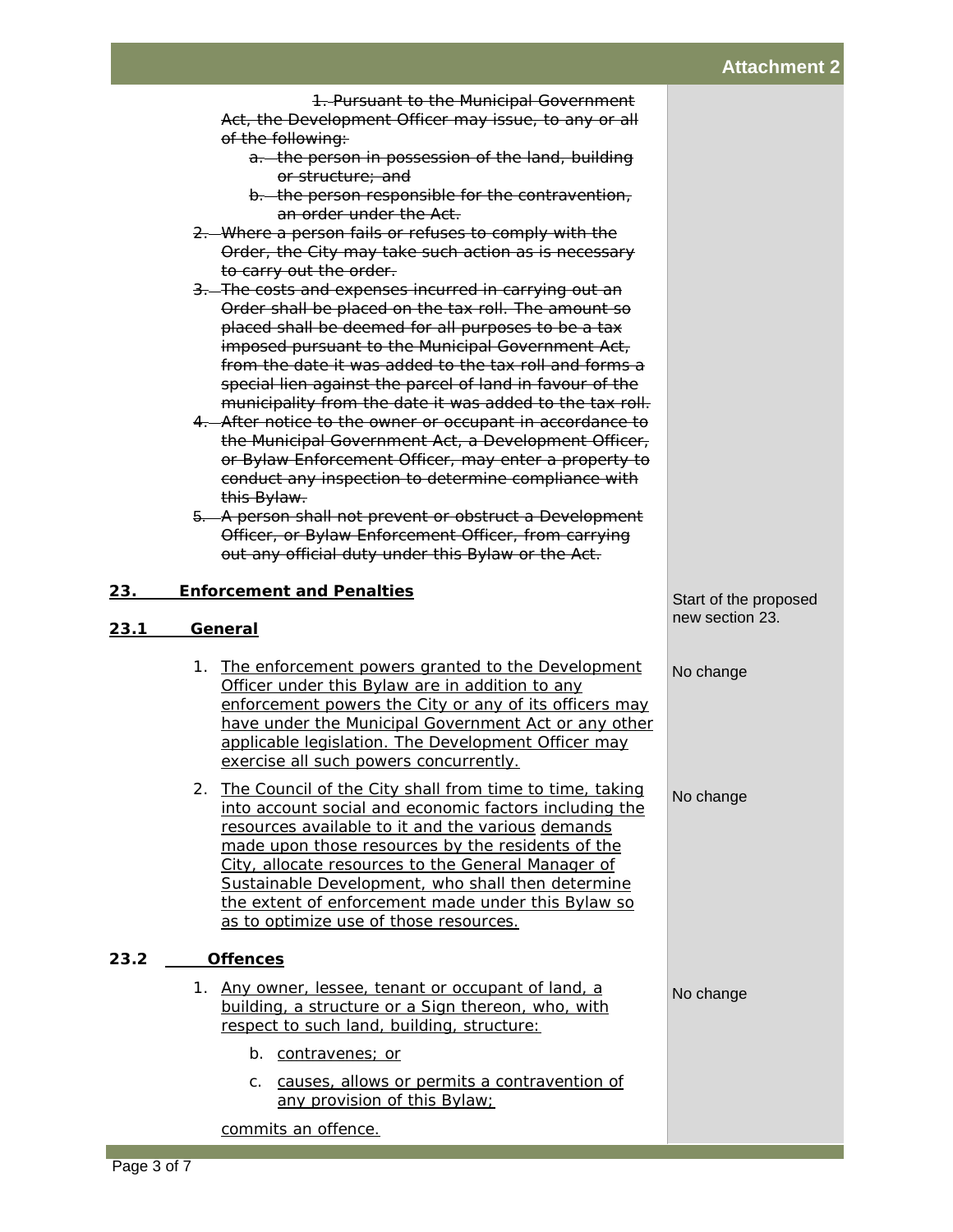~~1. Pursuant to the Municipal Government Act, the Development Officer may issue, to any or all of the following:~~

~~a. the person in possession of the land, building or structure; and~~

~~b. the person responsible for the contravention, an order under the Act.~~

~~2. Where a person fails or refuses to comply with the Order, the City may take such action as is necessary to carry out the order.~~

~~3. The costs and expenses incurred in carrying out an Order shall be placed on the tax roll. The amount so placed shall be deemed for all purposes to be a tax imposed pursuant to the Municipal Government Act, from the date it was added to the tax roll and forms a special lien against the parcel of land in favour of the municipality from the date it was added to the tax roll.~~

~~4. After notice to the owner or occupant in accordance to the Municipal Government Act, a Development Officer, or Bylaw Enforcement Officer, may enter a property to conduct any inspection to determine compliance with this Bylaw.~~

~~5. A person shall not prevent or obstruct a Development Officer, or Bylaw Enforcement Officer, from carrying out any official duty under this Bylaw or the Act.~~

## <u>23. Enforcement and Penalties</u>

Start of the proposed new section 23.

### <u>23.1 General</u>

1. <u>The enforcement powers granted to the Development Officer under this Bylaw are in addition to any enforcement powers the City or any of its officers may have under the Municipal Government Act or any other applicable legislation. The Development Officer may exercise all such powers concurrently.</u>

   No change

2. <u>The Council of the City shall from time to time, taking into account social and economic factors including the resources available to it and the various demands made upon those resources by the residents of the City, allocate resources to the General Manager of Sustainable Development, who shall then determine the extent of enforcement made under this Bylaw so as to optimize use of those resources.</u>

   No change

### 23.2 <u>Offences</u>

1. <u>Any owner, lessee, tenant or occupant of land, a building, a structure or a Sign thereon, who, with respect to such land, building, structure:</u>

   No change

   b. <u>contravenes; or</u>

   c. <u>causes, allows or permits a contravention of any provision of this Bylaw;</u>

   <u>commits an offence.</u>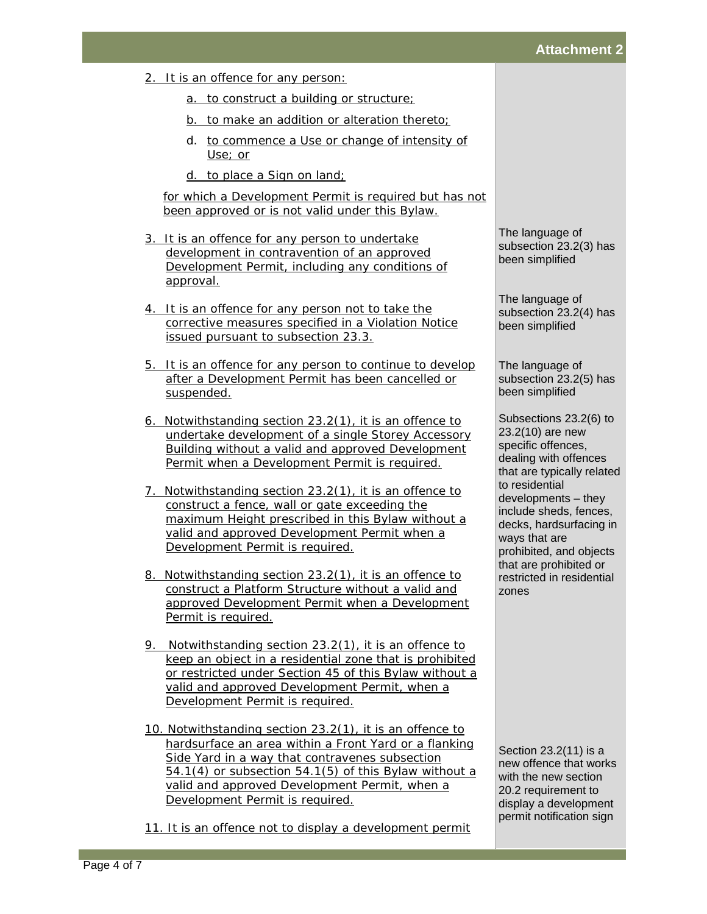2. It is an offence for any person:

    a. to construct a building or structure;

    b. to make an addition or alteration thereto;

    d. to commence a Use or change of intensity of Use; or

    d. to place a Sign on land;

   for which a Development Permit is required but has not been approved or is not valid under this Bylaw.

3. It is an offence for any person to undertake development in contravention of an approved Development Permit, including any conditions of approval.

   The language of subsection 23.2(3) has been simplified

4. It is an offence for any person not to take the corrective measures specified in a Violation Notice issued pursuant to subsection 23.3.

   The language of subsection 23.2(4) has been simplified

5. It is an offence for any person to continue to develop after a Development Permit has been cancelled or suspended.

   The language of subsection 23.2(5) has been simplified

6. Notwithstanding section 23.2(1), it is an offence to undertake development of a single Storey Accessory Building without a valid and approved Development Permit when a Development Permit is required.

   Subsections 23.2(6) to 23.2(10) are new specific offences, dealing with offences that are typically related to residential developments – they include sheds, fences, decks, hardsurfacing in ways that are prohibited, and objects that are prohibited or restricted in residential zones

7. Notwithstanding section 23.2(1), it is an offence to construct a fence, wall or gate exceeding the maximum Height prescribed in this Bylaw without a valid and approved Development Permit when a Development Permit is required.

8. Notwithstanding section 23.2(1), it is an offence to construct a Platform Structure without a valid and approved Development Permit when a Development Permit is required.

9. Notwithstanding section 23.2(1), it is an offence to keep an object in a residential zone that is prohibited or restricted under Section 45 of this Bylaw without a valid and approved Development Permit, when a Development Permit is required.

10. Notwithstanding section 23.2(1), it is an offence to hardsurface an area within a Front Yard or a flanking Side Yard in a way that contravenes subsection 54.1(4) or subsection 54.1(5) of this Bylaw without a valid and approved Development Permit, when a Development Permit is required.

    Section 23.2(11) is a new offence that works with the new section 20.2 requirement to display a development permit notification sign

11. It is an offence not to display a development permit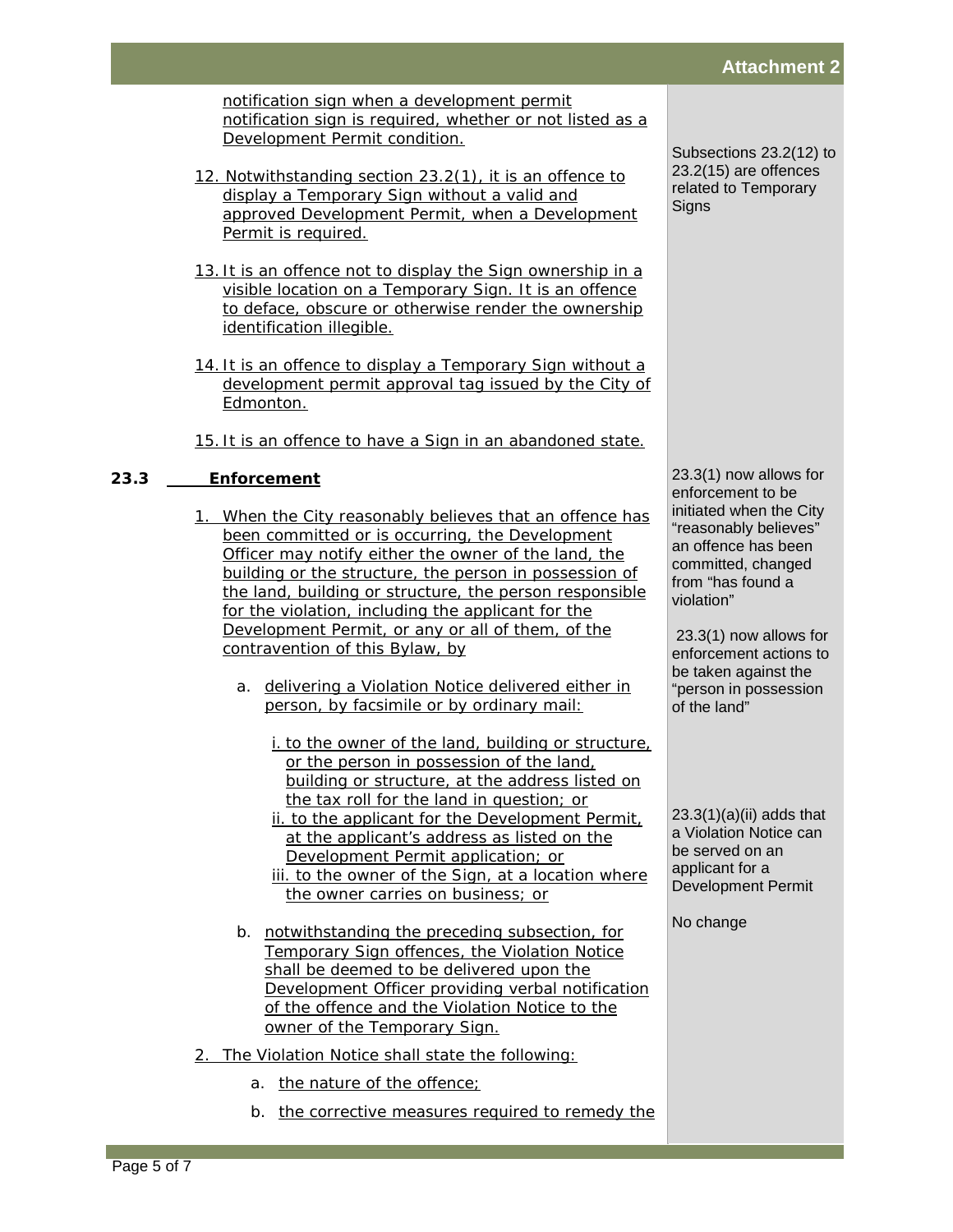notification sign when a development permit notification sign is required, whether or not listed as a Development Permit condition.

12. Notwithstanding section 23.2(1), it is an offence to display a Temporary Sign without a valid and approved Development Permit, when a Development Permit is required.

13. It is an offence not to display the Sign ownership in a visible location on a Temporary Sign. It is an offence to deface, obscure or otherwise render the ownership identification illegible.

14. It is an offence to display a Temporary Sign without a development permit approval tag issued by the City of Edmonton.

15. It is an offence to have a Sign in an abandoned state.

> Subsections 23.2(12) to 23.2(15) are offences related to Temporary Signs

**23.3 Enforcement**

1. When the City reasonably believes that an offence has been committed or is occurring, the Development Officer may notify either the owner of the land, the building or the structure, the person in possession of the land, building or structure, the person responsible for the violation, including the applicant for the Development Permit, or any or all of them, of the contravention of this Bylaw, by

    a. delivering a Violation Notice delivered either in person, by facsimile or by ordinary mail:

        i. to the owner of the land, building or structure, or the person in possession of the land, building or structure, at the address listed on the tax roll for the land in question; or

        ii. to the applicant for the Development Permit, at the applicant's address as listed on the Development Permit application; or

        iii. to the owner of the Sign, at a location where the owner carries on business; or

    b. notwithstanding the preceding subsection, for Temporary Sign offences, the Violation Notice shall be deemed to be delivered upon the Development Officer providing verbal notification of the offence and the Violation Notice to the owner of the Temporary Sign.

2. The Violation Notice shall state the following:

    a. the nature of the offence;

    b. the corrective measures required to remedy the

> 23.3(1) now allows for enforcement to be initiated when the City "reasonably believes" an offence has been committed, changed from "has found a violation"
>
> 23.3(1) now allows for enforcement actions to be taken against the "person in possession of the land"
>
> 23.3(1)(a)(ii) adds that a Violation Notice can be served on an applicant for a Development Permit
>
> No change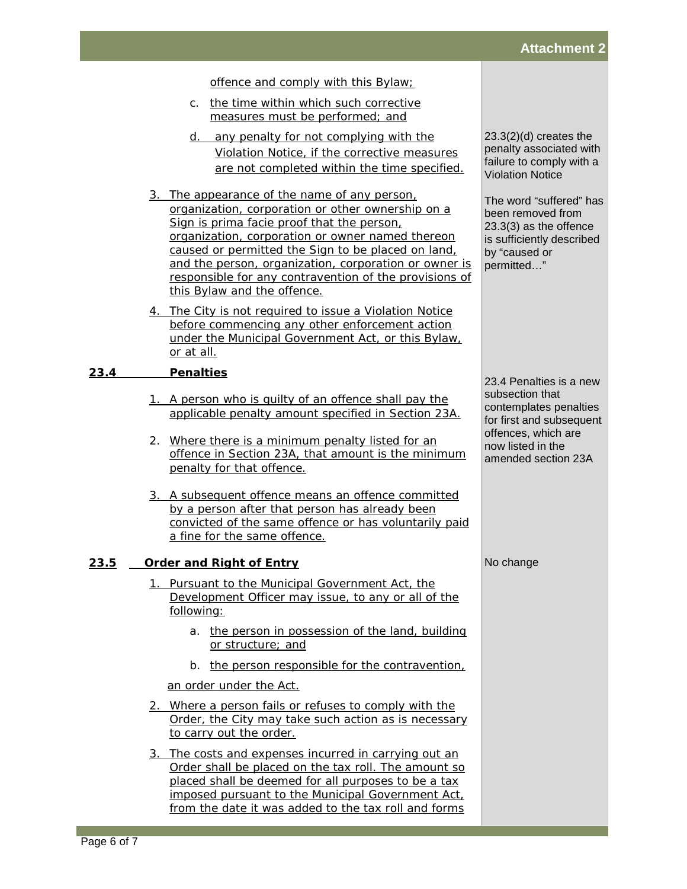offence and comply with this Bylaw;

c. the time within which such corrective measures must be performed; and

d. any penalty for not complying with the Violation Notice, if the corrective measures are not completed within the time specified.

> 23.3(2)(d) creates the penalty associated with failure to comply with a Violation Notice

3. The appearance of the name of any person, organization, corporation or other ownership on a Sign is prima facie proof that the person, organization, corporation or owner named thereon caused or permitted the Sign to be placed on land, and the person, organization, corporation or owner is responsible for any contravention of the provisions of this Bylaw and the offence.

> The word "suffered" has been removed from 23.3(3) as the offence is sufficiently described by "caused or permitted…"

4. The City is not required to issue a Violation Notice before commencing any other enforcement action under the Municipal Government Act, or this Bylaw, or at all.

**23.4 Penalties**

> 23.4 Penalties is a new subsection that contemplates penalties for first and subsequent offences, which are now listed in the amended section 23A

1. A person who is guilty of an offence shall pay the applicable penalty amount specified in Section 23A.

2. Where there is a minimum penalty listed for an offence in Section 23A, that amount is the minimum penalty for that offence.

3. A subsequent offence means an offence committed by a person after that person has already been convicted of the same offence or has voluntarily paid a fine for the same offence.

**23.5 Order and Right of Entry**

> No change

1. Pursuant to the Municipal Government Act, the Development Officer may issue, to any or all of the following:

   a. the person in possession of the land, building or structure; and

   b. the person responsible for the contravention,

   an order under the Act.

2. Where a person fails or refuses to comply with the Order, the City may take such action as is necessary to carry out the order.

3. The costs and expenses incurred in carrying out an Order shall be placed on the tax roll. The amount so placed shall be deemed for all purposes to be a tax imposed pursuant to the Municipal Government Act, from the date it was added to the tax roll and forms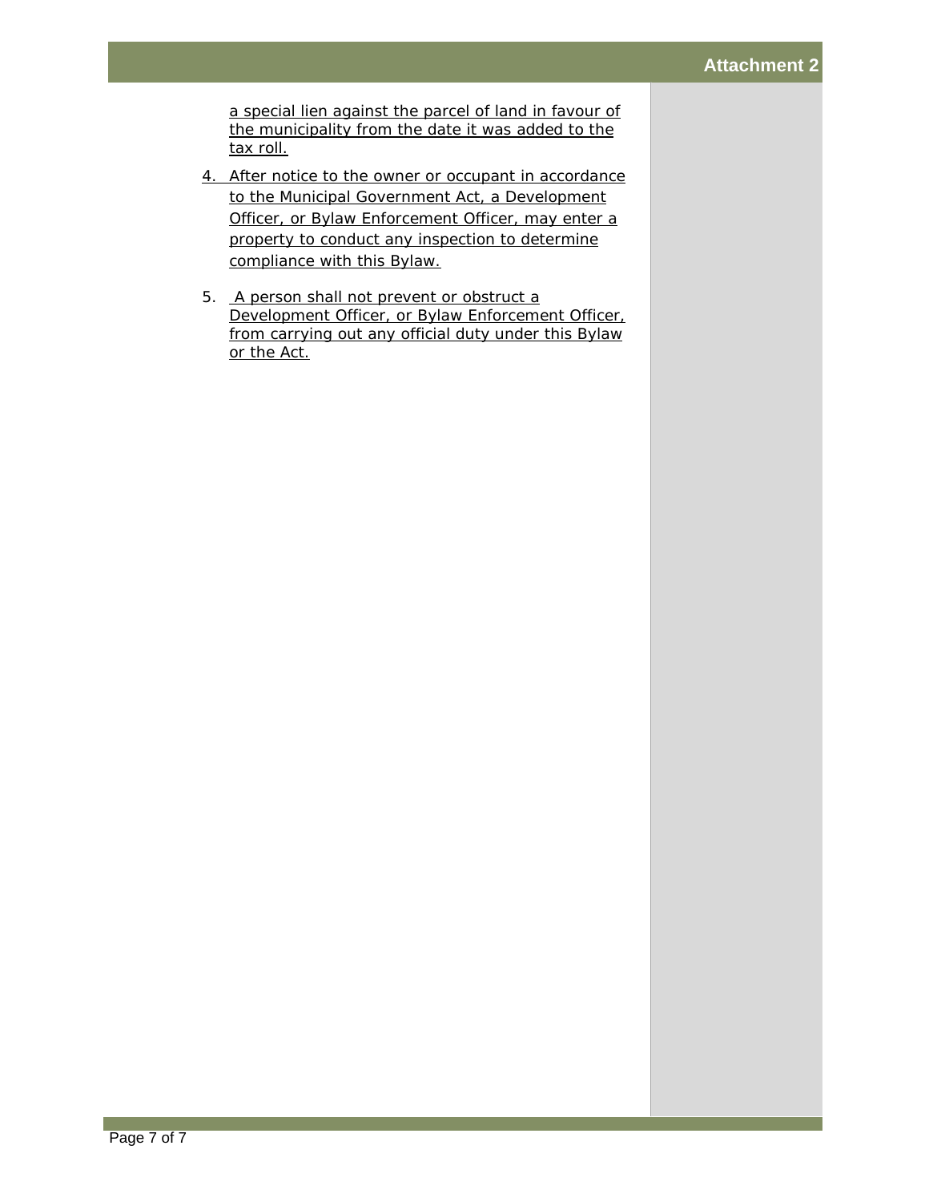a special lien against the parcel of land in favour of the municipality from the date it was added to the tax roll.

4. After notice to the owner or occupant in accordance to the Municipal Government Act, a Development Officer, or Bylaw Enforcement Officer, may enter a property to conduct any inspection to determine compliance with this Bylaw.

5. A person shall not prevent or obstruct a Development Officer, or Bylaw Enforcement Officer, from carrying out any official duty under this Bylaw or the Act.